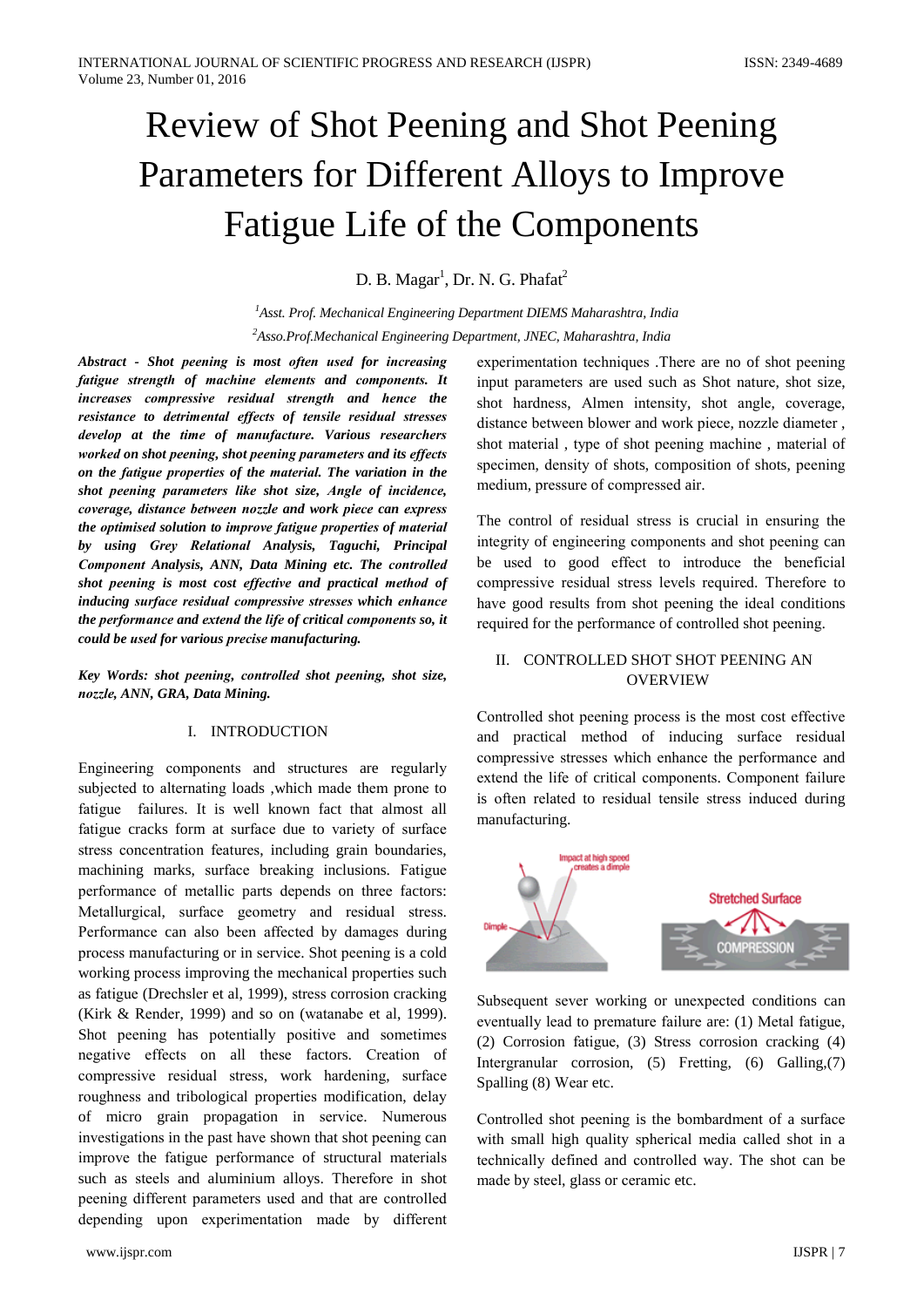# Review of Shot Peening and Shot Peening Parameters for Different Alloys to Improve Fatigue Life of the Components

D. B. Magar[1], Dr. N. G. Phafat[2]

[1]*Asst. Prof. Mechanical Engineering Department DIEMS Maharashtra, India*

[2]*Asso.Prof.Mechanical Engineering Department, JNEC, Maharashtra, India*

***Abstract*** ***- Shot peening is most often used for increasing fatigue strength of machine elements and components. It increases compressive residual strength and hence the resistance to detrimental effects of tensile residual stresses develop at the time of manufacture. Various researchers worked on shot peening, shot peening parameters and its effects on the fatigue properties of the material. The variation in the shot peening parameters like shot size, Angle of incidence, coverage, distance between nozzle and work piece can express the optimised solution to improve fatigue properties of material by using Grey Relational Analysis, Taguchi, Principal Component Analysis, ANN, Data Mining etc. The controlled shot peening is most cost effective and practical method of inducing surface residual compressive stresses which enhance the performance and extend the life of critical components so, it could be used for various precise manufacturing.***

***Key Words: shot peening, controlled shot peening, shot size, nozzle, ANN, GRA, Data Mining.***

## I. INTRODUCTION

Engineering components and structures are regularly subjected to alternating loads ,which made them prone to fatigue failures. It is well known fact that almost all fatigue cracks form at surface due to variety of surface stress concentration features, including grain boundaries, machining marks, surface breaking inclusions. Fatigue performance of metallic parts depends on three factors: Metallurgical, surface geometry and residual stress. Performance can also been affected by damages during process manufacturing or in service. Shot peening is a cold working process improving the mechanical properties such as fatigue (Drechsler et al, 1999), stress corrosion cracking (Kirk & Render, 1999) and so on (watanabe et al, 1999). Shot peening has potentially positive and sometimes negative effects on all these factors. Creation of compressive residual stress, work hardening, surface roughness and tribological properties modification, delay of micro grain propagation in service. Numerous investigations in the past have shown that shot peening can improve the fatigue performance of structural materials such as steels and aluminium alloys. Therefore in shot peening different parameters used and that are controlled depending upon experimentation made by different experimentation techniques .There are no of shot peening input parameters are used such as Shot nature, shot size, shot hardness, Almen intensity, shot angle, coverage, distance between blower and work piece, nozzle diameter , shot material , type of shot peening machine , material of specimen, density of shots, composition of shots, peening medium, pressure of compressed air.

The control of residual stress is crucial in ensuring the integrity of engineering components and shot peening can be used to good effect to introduce the beneficial compressive residual stress levels required. Therefore to have good results from shot peening the ideal conditions required for the performance of controlled shot peening.

## II. CONTROLLED SHOT SHOT PEENING AN OVERVIEW

Controlled shot peening process is the most cost effective and practical method of inducing surface residual compressive stresses which enhance the performance and extend the life of critical components. Component failure is often related to residual tensile stress induced during manufacturing.

Impact at high speed creates a dimple

Dimple

Stretched Surface

COMPRESSION

Subsequent sever working or unexpected conditions can eventually lead to premature failure are: (1) Metal fatigue, (2) Corrosion fatigue, (3) Stress corrosion cracking (4) Intergranular corrosion, (5) Fretting, (6) Galling,(7) Spalling (8) Wear etc.

Controlled shot peening is the bombardment of a surface with small high quality spherical media called shot in a technically defined and controlled way. The shot can be made by steel, glass or ceramic etc.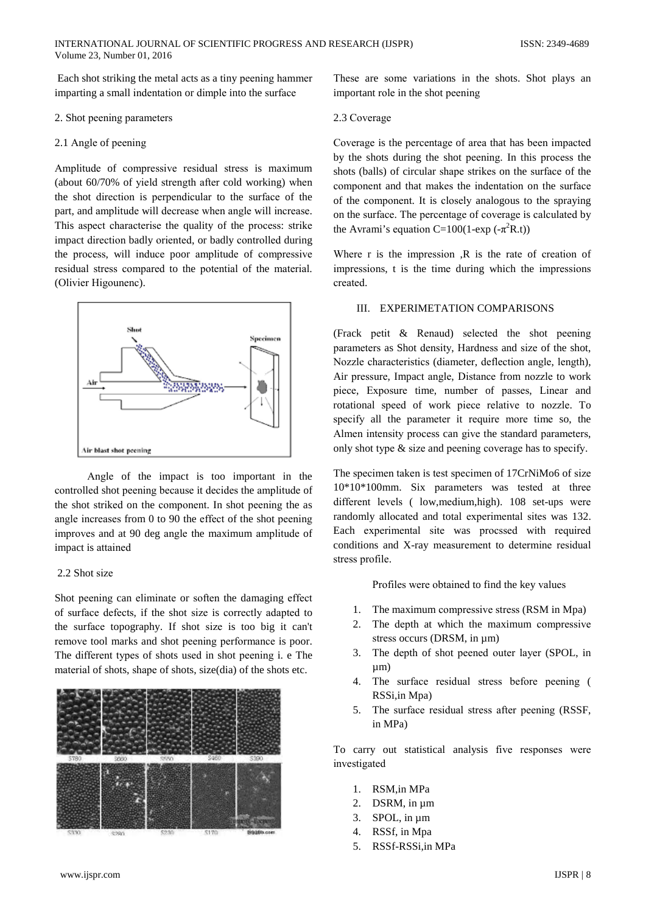Each shot striking the metal acts as a tiny peening hammer imparting a small indentation or dimple into the surface

2. Shot peening parameters

2.1 Angle of peening

Amplitude of compressive residual stress is maximum (about 60/70% of yield strength after cold working) when the shot direction is perpendicular to the surface of the part, and amplitude will decrease when angle will increase. This aspect characterise the quality of the process: strike impact direction badly oriented, or badly controlled during the process, will induce poor amplitude of compressive residual stress compared to the potential of the material. (Olivier Higounenc).

Shot

Specimen

Air

Air blast shot peening

Angle of the impact is too important in the controlled shot peening because it decides the amplitude of the shot striked on the component. In shot peening the as angle increases from 0 to 90 the effect of the shot peening improves and at 90 deg angle the maximum amplitude of impact is attained

2.2 Shot size

Shot peening can eliminate or soften the damaging effect of surface defects, if the shot size is correctly adapted to the surface topography. If shot size is too big it can't remove tool marks and shot peening performance is poor. The different types of shots used in shot peening i. e The material of shots, shape of shots, size(dia) of the shots etc.

S780 S660 S550 S460 S390

S330 S280 S230 S170

These are some variations in the shots. Shot plays an important role in the shot peening

2.3 Coverage

Coverage is the percentage of area that has been impacted by the shots during the shot peening. In this process the shots (balls) of circular shape strikes on the surface of the component and that makes the indentation on the surface of the component. It is closely analogous to the spraying on the surface. The percentage of coverage is calculated by the Avrami's equation $C=100(1-\exp(-\pi r^2 R.t))$

Where r is the impression ,R is the rate of creation of impressions, t is the time during which the impressions created.

## III. EXPERIMETATION COMPARISONS

(Frack petit & Renaud) selected the shot peening parameters as Shot density, Hardness and size of the shot, Nozzle characteristics (diameter, deflection angle, length), Air pressure, Impact angle, Distance from nozzle to work piece, Exposure time, number of passes, Linear and rotational speed of work piece relative to nozzle. To specify all the parameter it require more time so, the Almen intensity process can give the standard parameters, only shot type & size and peening coverage has to specify.

The specimen taken is test specimen of 17CrNiMo6 of size 10*10*100mm. Six parameters was tested at three different levels ( low,medium,high). 108 set-ups were randomly allocated and total experimental sites was 132. Each experimental site was procssed with required conditions and X-ray measurement to determine residual stress profile.

Profiles were obtained to find the key values

1. The maximum compressive stress (RSM in Mpa)
2. The depth at which the maximum compressive stress occurs (DRSM, in µm)
3. The depth of shot peened outer layer (SPOL, in µm)
4. The surface residual stress before peening ( RSSi,in Mpa)
5. The surface residual stress after peening (RSSF, in MPa)

To carry out statistical analysis five responses were investigated

1. RSM,in MPa
2. DSRM, in µm
3. SPOL, in µm
4. RSSf, in Mpa
5. RSSf-RSSi,in MPa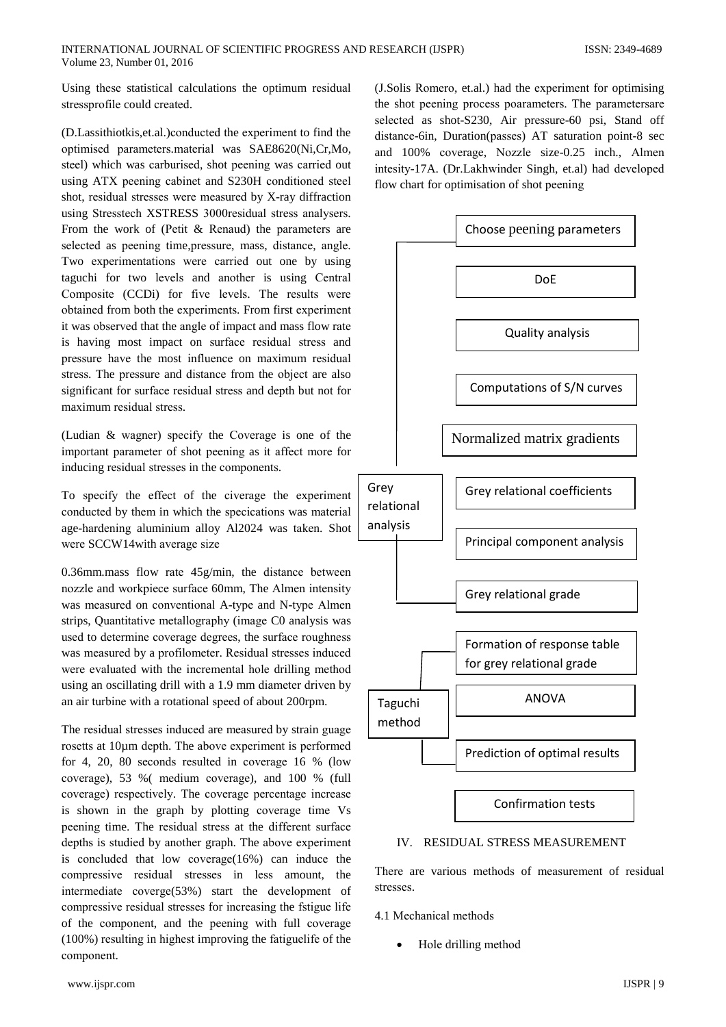Using these statistical calculations the optimum residual stressprofile could created.

(D.Lassithiotkis,et.al.)conducted the experiment to find the optimised parameters.material was SAE8620(Ni,Cr,Mo, steel) which was carburised, shot peening was carried out using ATX peening cabinet and S230H conditioned steel shot, residual stresses were measured by X-ray diffraction using Stresstech XSTRESS 3000residual stress analysers. From the work of (Petit & Renaud) the parameters are selected as peening time,pressure, mass, distance, angle. Two experimentations were carried out one by using taguchi for two levels and another is using Central Composite (CCDi) for five levels. The results were obtained from both the experiments. From first experiment it was observed that the angle of impact and mass flow rate is having most impact on surface residual stress and pressure have the most influence on maximum residual stress. The pressure and distance from the object are also significant for surface residual stress and depth but not for maximum residual stress.

(Ludian & wagner) specify the Coverage is one of the important parameter of shot peening as it affect more for inducing residual stresses in the components.

To specify the effect of the civerage the experiment conducted by them in which the specications was material age-hardening aluminium alloy Al2024 was taken. Shot were SCCW14with average size

0.36mm.mass flow rate 45g/min, the distance between nozzle and workpiece surface 60mm, The Almen intensity was measured on conventional A-type and N-type Almen strips, Quantitative metallography (image C0 analysis was used to determine coverage degrees, the surface roughness was measured by a profilometer. Residual stresses induced were evaluated with the incremental hole drilling method using an oscillating drill with a 1.9 mm diameter driven by an air turbine with a rotational speed of about 200rpm.

The residual stresses induced are measured by strain guage rosetts at 10µm depth. The above experiment is performed for 4, 20, 80 seconds resulted in coverage 16 % (low coverage), 53 %( medium coverage), and 100 % (full coverage) respectively. The coverage percentage increase is shown in the graph by plotting coverage time Vs peening time. The residual stress at the different surface depths is studied by another graph. The above experiment is concluded that low coverage(16%) can induce the compressive residual stresses in less amount, the intermediate coverge(53%) start the development of compressive residual stresses for increasing the fstigue life of the component, and the peening with full coverage (100%) resulting in highest improving the fatiguelife of the component.

(J.Solis Romero, et.al.) had the experiment for optimising the shot peening process poarameters. The parametersare selected as shot-S230, Air pressure-60 psi, Stand off distance-6in, Duration(passes) AT saturation point-8 sec and 100% coverage, Nozzle size-0.25 inch., Almen intesity-17A. (Dr.Lakhwinder Singh, et.al) had developed flow chart for optimisation of shot peening

Choose peening parameters

DoE

Quality analysis

Computations of S/N curves

Normalized matrix gradients

Grey relational analysis

Grey relational coefficients

Principal component analysis

Grey relational grade

Formation of response table for grey relational grade

Taguchi method

ANOVA

Prediction of optimal results

Confirmation tests

## IV. RESIDUAL STRESS MEASUREMENT

There are various methods of measurement of residual stresses.

4.1 Mechanical methods

- Hole drilling method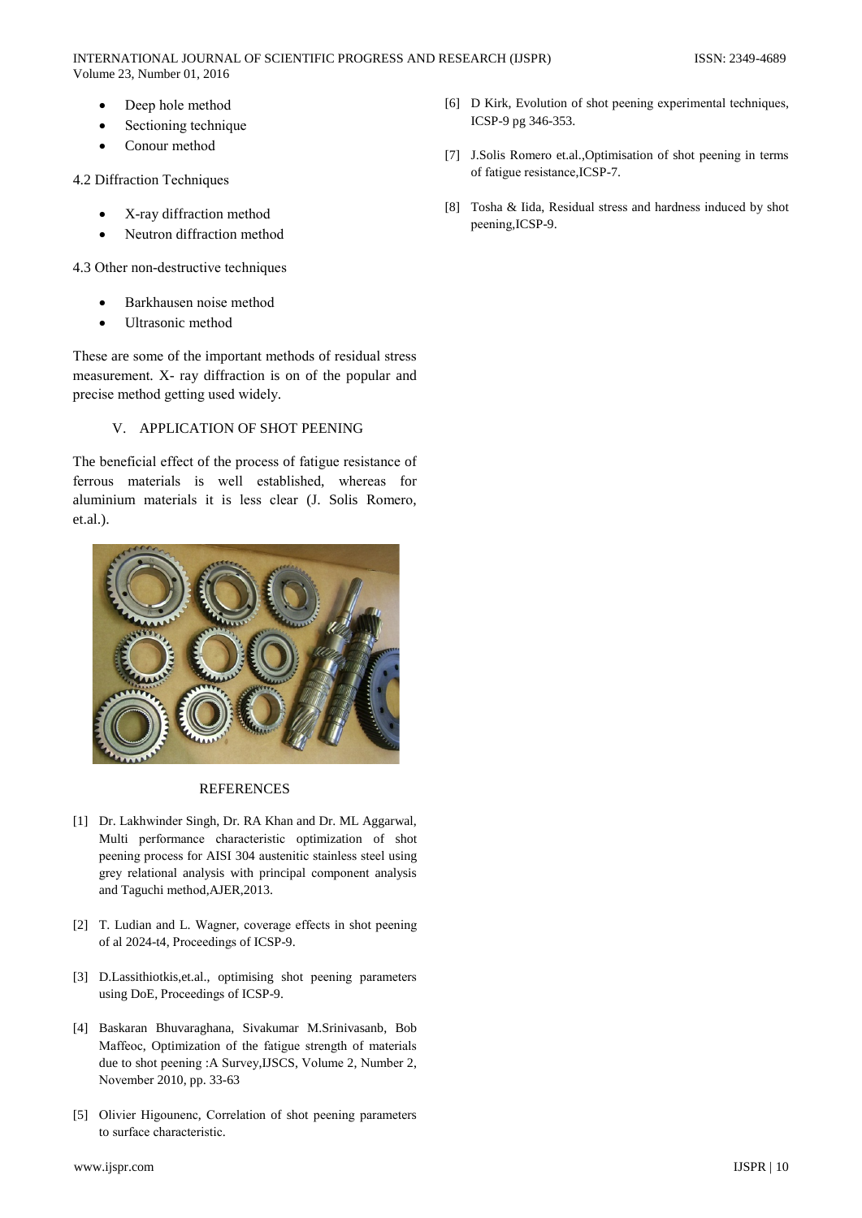- Deep hole method
- Sectioning technique
- Conour method

4.2 Diffraction Techniques

- X-ray diffraction method
- Neutron diffraction method

4.3 Other non-destructive techniques

- Barkhausen noise method
- Ultrasonic method

These are some of the important methods of residual stress measurement. X- ray diffraction is on of the popular and precise method getting used widely.

## V. APPLICATION OF SHOT PEENING

The beneficial effect of the process of fatigue resistance of ferrous materials is well established, whereas for aluminium materials it is less clear (J. Solis Romero, et.al.).

## REFERENCES

[1] Dr. Lakhwinder Singh, Dr. RA Khan and Dr. ML Aggarwal, Multi performance characteristic optimization of shot peening process for AISI 304 austenitic stainless steel using grey relational analysis with principal component analysis and Taguchi method,AJER,2013.

[2] T. Ludian and L. Wagner, coverage effects in shot peening of al 2024-t4, Proceedings of ICSP-9.

[3] D.Lassithiotkis,et.al., optimising shot peening parameters using DoE, Proceedings of ICSP-9.

[4] Baskaran Bhuvaraghana, Sivakumar M.Srinivasanb, Bob Maffeoc, Optimization of the fatigue strength of materials due to shot peening :A Survey,IJSCS, Volume 2, Number 2, November 2010, pp. 33-63

[5] Olivier Higounenc, Correlation of shot peening parameters to surface characteristic.

[6] D Kirk, Evolution of shot peening experimental techniques, ICSP-9 pg 346-353.

[7] J.Solis Romero et.al.,Optimisation of shot peening in terms of fatigue resistance,ICSP-7.

[8] Tosha & Iida, Residual stress and hardness induced by shot peening,ICSP-9.